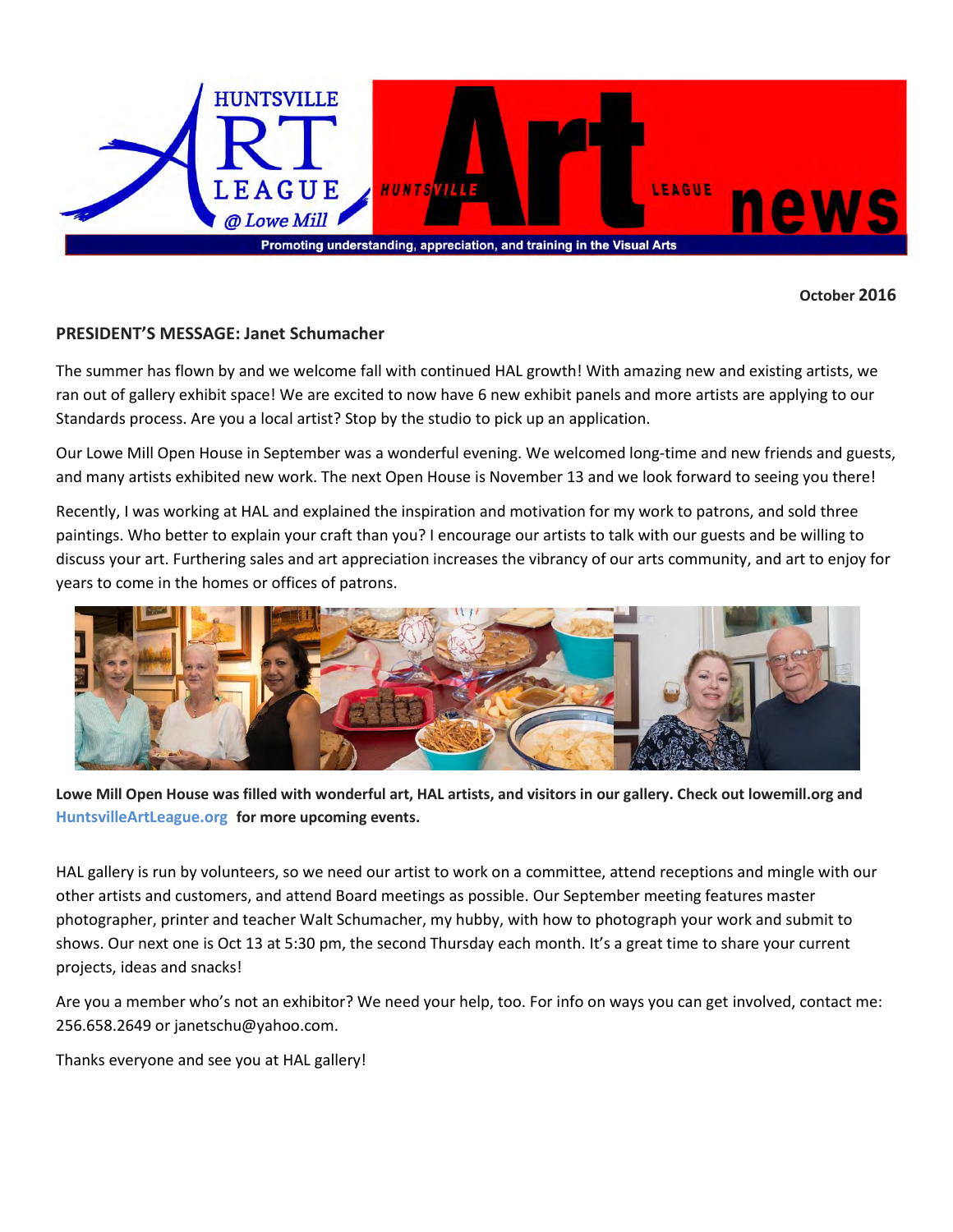# HUNTSVILLE ART LEAGUE @ Lowe Mill

# HUNTSVILLE Art LEAGUE news

Promoting understanding, appreciation, and training in the Visual Arts

October 2016

**PRESIDENT'S MESSAGE: Janet Schumacher**

The summer has flown by and we welcome fall with continued HAL growth! With amazing new and existing artists, we ran out of gallery exhibit space! We are excited to now have 6 new exhibit panels and more artists are applying to our Standards process. Are you a local artist? Stop by the studio to pick up an application.

Our Lowe Mill Open House in September was a wonderful evening. We welcomed long-time and new friends and guests, and many artists exhibited new work. The next Open House is November 13 and we look forward to seeing you there!

Recently, I was working at HAL and explained the inspiration and motivation for my work to patrons, and sold three paintings. Who better to explain your craft than you? I encourage our artists to talk with our guests and be willing to discuss your art. Furthering sales and art appreciation increases the vibrancy of our arts community, and art to enjoy for years to come in the homes or offices of patrons.

**Lowe Mill Open House was filled with wonderful art, HAL artists, and visitors in our gallery. Check out lowemill.org and HuntsvilleArtLeague.org for more upcoming events.**

HAL gallery is run by volunteers, so we need our artist to work on a committee, attend receptions and mingle with our other artists and customers, and attend Board meetings as possible. Our September meeting features master photographer, printer and teacher Walt Schumacher, my hubby, with how to photograph your work and submit to shows. Our next one is Oct 13 at 5:30 pm, the second Thursday each month. It's a great time to share your current projects, ideas and snacks!

Are you a member who's not an exhibitor? We need your help, too. For info on ways you can get involved, contact me: 256.658.2649 or janetschu@yahoo.com.

Thanks everyone and see you at HAL gallery!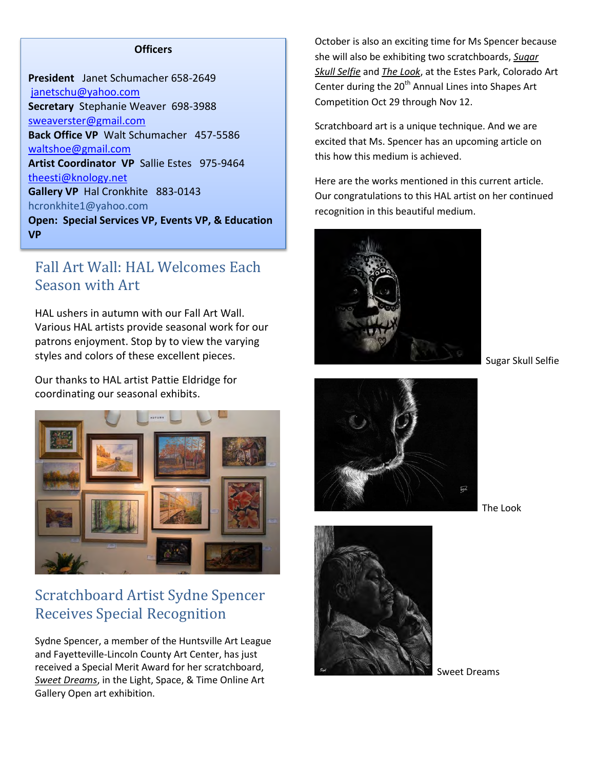**Officers**

**President** Janet Schumacher 658-2649 janetschu@yahoo.com
**Secretary** Stephanie Weaver 698-3988 sweaverster@gmail.com
**Back Office VP** Walt Schumacher 457-5586 waltshoe@gmail.com
**Artist Coordinator VP** Sallie Estes 975-9464 theesti@knology.net
**Gallery VP** Hal Cronkhite 883-0143 hcronkhite1@yahoo.com
**Open: Special Services VP, Events VP, & Education VP**

## Fall Art Wall: HAL Welcomes Each Season with Art

HAL ushers in autumn with our Fall Art Wall. Various HAL artists provide seasonal work for our patrons enjoyment. Stop by to view the varying styles and colors of these excellent pieces.

Our thanks to HAL artist Pattie Eldridge for coordinating our seasonal exhibits.

## Scratchboard Artist Sydne Spencer Receives Special Recognition

Sydne Spencer, a member of the Huntsville Art League and Fayetteville-Lincoln County Art Center, has just received a Special Merit Award for her scratchboard, *Sweet Dreams*, in the Light, Space, & Time Online Art Gallery Open art exhibition.

October is also an exciting time for Ms Spencer because she will also be exhibiting two scratchboards, *Sugar Skull Selfie* and *The Look*, at the Estes Park, Colorado Art Center during the 20th Annual Lines into Shapes Art Competition Oct 29 through Nov 12.

Scratchboard art is a unique technique. And we are excited that Ms. Spencer has an upcoming article on this how this medium is achieved.

Here are the works mentioned in this current article. Our congratulations to this HAL artist on her continued recognition in this beautiful medium.

Sugar Skull Selfie

The Look

Sweet Dreams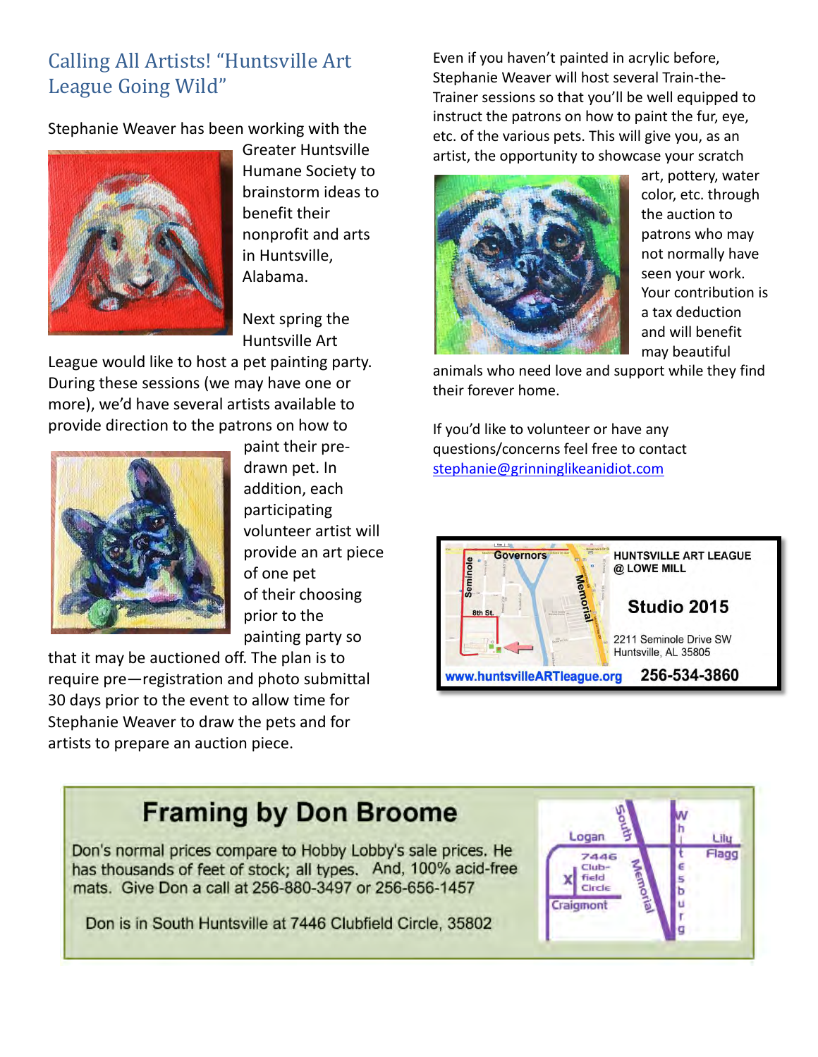## Calling All Artists! "Huntsville Art League Going Wild"

Stephanie Weaver has been working with the Greater Huntsville Humane Society to brainstorm ideas to benefit their nonprofit and arts in Huntsville, Alabama.

Next spring the Huntsville Art League would like to host a pet painting party. During these sessions (we may have one or more), we'd have several artists available to provide direction to the patrons on how to paint their pre-drawn pet. In addition, each participating volunteer artist will provide an art piece of one pet of their choosing prior to the painting party so that it may be auctioned off. The plan is to require pre—registration and photo submittal 30 days prior to the event to allow time for Stephanie Weaver to draw the pets and for artists to prepare an auction piece.

Even if you haven't painted in acrylic before, Stephanie Weaver will host several Train-the-Trainer sessions so that you'll be well equipped to instruct the patrons on how to paint the fur, eye, etc. of the various pets. This will give you, as an artist, the opportunity to showcase your scratch art, pottery, water color, etc. through the auction to patrons who may not normally have seen your work. Your contribution is a tax deduction and will benefit may beautiful animals who need love and support while they find their forever home.

If you'd like to volunteer or have any questions/concerns feel free to contact stephanie@grinninglikeanidiot.com

**HUNTSVILLE ART LEAGUE @ LOWE MILL**

**Studio 2015**

2211 Seminole Drive SW
Huntsville, AL 35805

**www.huntsvilleARTleague.org** **256-534-3860**

## Framing by Don Broome

Don's normal prices compare to Hobby Lobby's sale prices. He has thousands of feet of stock; all types. And, 100% acid-free mats. Give Don a call at 256-880-3497 or 256-656-1457

Don is in South Huntsville at 7446 Clubfield Circle, 35802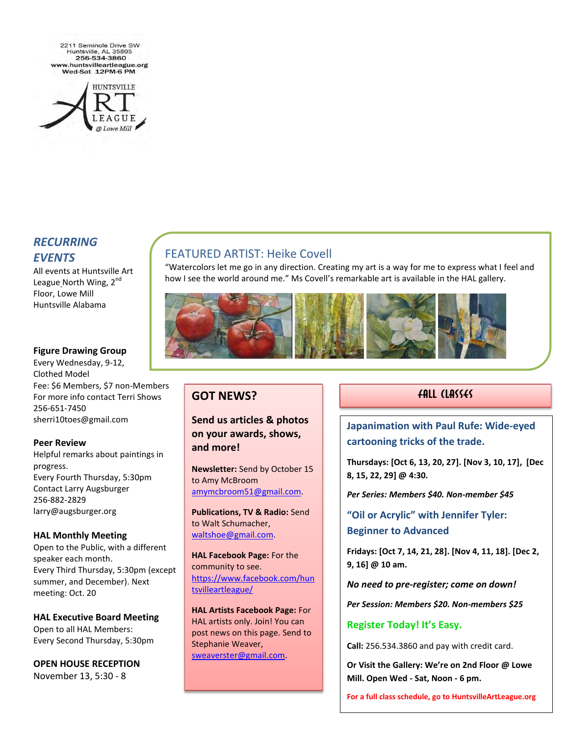2211 Seminole Drive SW
Huntsville, AL 35805
256-534-3860
www.huntsvilleartleague.org
Wed-Sat 12PM-6 PM

HUNTSVILLE ART LEAGUE @ Lowe Mill

## *RECURRING EVENTS*

All events at Huntsville Art League North Wing, 2nd Floor, Lowe Mill Huntsville Alabama

**Figure Drawing Group**
Every Wednesday, 9-12,
Clothed Model
Fee: $6 Members, $7 non-Members
For more info contact Terri Shows
256-651-7450
sherri10toes@gmail.com

**Peer Review**
Helpful remarks about paintings in progress.
Every Fourth Thursday, 5:30pm
Contact Larry Augsburger
256-882-2829
larry@augsburger.org

**HAL Monthly Meeting**
Open to the Public, with a different speaker each month.
Every Third Thursday, 5:30pm (except summer, and December). Next meeting: Oct. 20

**HAL Executive Board Meeting**
Open to all HAL Members:
Every Second Thursday, 5:30pm

**OPEN HOUSE RECEPTION**
November 13, 5:30 - 8

## FEATURED ARTIST: Heike Covell

"Watercolors let me go in any direction. Creating my art is a way for me to express what I feel and how I see the world around me." Ms Covell's remarkable art is available in the HAL gallery.

## GOT NEWS?

**Send us articles & photos on your awards, shows, and more!**

**Newsletter:** Send by October 15 to Amy McBroom amymcbroom51@gmail.com.

**Publications, TV & Radio:** Send to Walt Schumacher, waltshoe@gmail.com.

**HAL Facebook Page:** For the community to see. https://www.facebook.com/huntsvilleartleague/

**HAL Artists Facebook Page:** For HAL artists only. Join! You can post news on this page. Send to Stephanie Weaver, sweaverster@gmail.com.

## FALL CLASSES

### Japanimation with Paul Rufe: Wide-eyed cartooning tricks of the trade.

**Thursdays: [Oct 6, 13, 20, 27]. [Nov 3, 10, 17], [Dec 8, 15, 22, 29] @ 4:30.**

***Per Series: Members $40. Non-member $45***

### "Oil or Acrylic" with Jennifer Tyler: Beginner to Advanced

**Fridays: [Oct 7, 14, 21, 28]. [Nov 4, 11, 18]. [Dec 2, 9, 16] @ 10 am.**

***No need to pre-register; come on down!***

***Per Session: Members $20. Non-members $25***

### Register Today! It's Easy.

**Call:** 256.534.3860 and pay with credit card.

**Or Visit the Gallery: We're on 2nd Floor @ Lowe Mill. Open Wed - Sat, Noon - 6 pm.**

**For a full class schedule, go to HuntsvilleArtLeague.org**